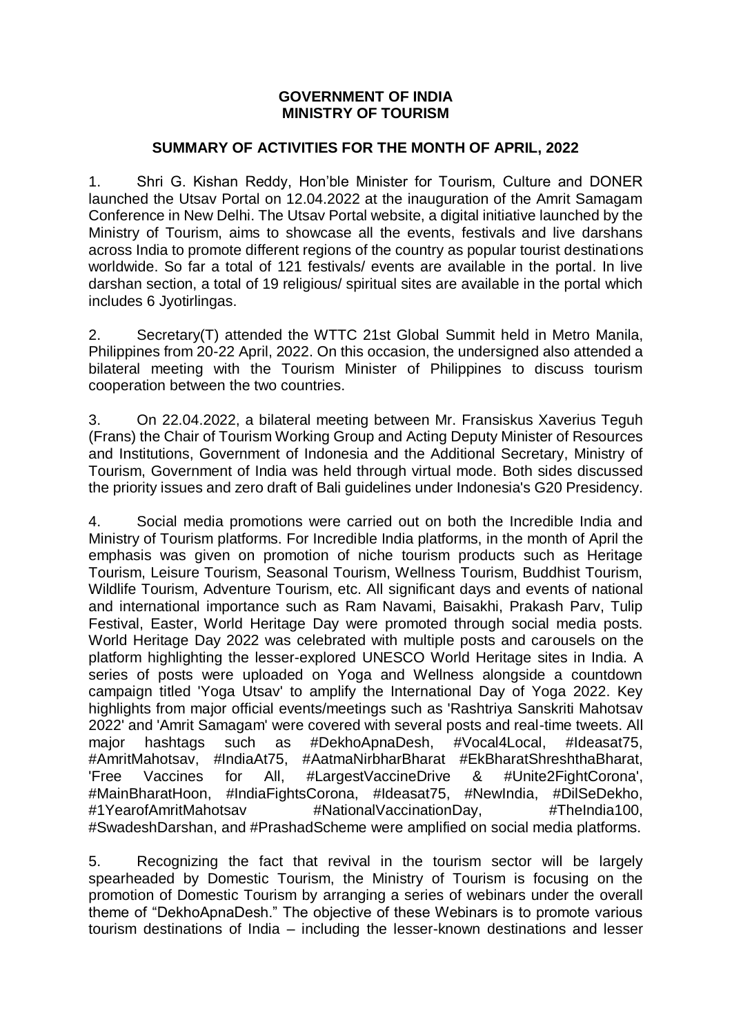**GOVERNMENT OF INDIA**
**MINISTRY OF TOURISM**

**SUMMARY OF ACTIVITIES FOR THE MONTH OF APRIL, 2022**

1. Shri G. Kishan Reddy, Hon'ble Minister for Tourism, Culture and DONER launched the Utsav Portal on 12.04.2022 at the inauguration of the Amrit Samagam Conference in New Delhi. The Utsav Portal website, a digital initiative launched by the Ministry of Tourism, aims to showcase all the events, festivals and live darshans across India to promote different regions of the country as popular tourist destinations worldwide. So far a total of 121 festivals/ events are available in the portal. In live darshan section, a total of 19 religious/ spiritual sites are available in the portal which includes 6 Jyotirlingas.

2. Secretary(T) attended the WTTC 21st Global Summit held in Metro Manila, Philippines from 20-22 April, 2022. On this occasion, the undersigned also attended a bilateral meeting with the Tourism Minister of Philippines to discuss tourism cooperation between the two countries.

3. On 22.04.2022, a bilateral meeting between Mr. Fransiskus Xaverius Teguh (Frans) the Chair of Tourism Working Group and Acting Deputy Minister of Resources and Institutions, Government of Indonesia and the Additional Secretary, Ministry of Tourism, Government of India was held through virtual mode. Both sides discussed the priority issues and zero draft of Bali guidelines under Indonesia's G20 Presidency.

4. Social media promotions were carried out on both the Incredible India and Ministry of Tourism platforms. For Incredible India platforms, in the month of April the emphasis was given on promotion of niche tourism products such as Heritage Tourism, Leisure Tourism, Seasonal Tourism, Wellness Tourism, Buddhist Tourism, Wildlife Tourism, Adventure Tourism, etc. All significant days and events of national and international importance such as Ram Navami, Baisakhi, Prakash Parv, Tulip Festival, Easter, World Heritage Day were promoted through social media posts. World Heritage Day 2022 was celebrated with multiple posts and carousels on the platform highlighting the lesser-explored UNESCO World Heritage sites in India. A series of posts were uploaded on Yoga and Wellness alongside a countdown campaign titled 'Yoga Utsav' to amplify the International Day of Yoga 2022. Key highlights from major official events/meetings such as 'Rashtriya Sanskriti Mahotsav 2022' and 'Amrit Samagam' were covered with several posts and real-time tweets. All major hashtags such as #DekhoApnaDesh, #Vocal4Local, #Ideasat75, #AmritMahotsav, #IndiaAt75, #AatmaNirbharBharat #EkBharatShreshthaBharat, 'Free Vaccines for All, #LargestVaccineDrive & #Unite2FightCorona', #MainBharatHoon, #IndiaFightsCorona, #Ideasat75, #NewIndia, #DilSeDekho, #1YearofAmritMahotsav #NationalVaccinationDay, #TheIndia100, #SwadeshDarshan, and #PrashadScheme were amplified on social media platforms.

5. Recognizing the fact that revival in the tourism sector will be largely spearheaded by Domestic Tourism, the Ministry of Tourism is focusing on the promotion of Domestic Tourism by arranging a series of webinars under the overall theme of "DekhoApnaDesh." The objective of these Webinars is to promote various tourism destinations of India – including the lesser-known destinations and lesser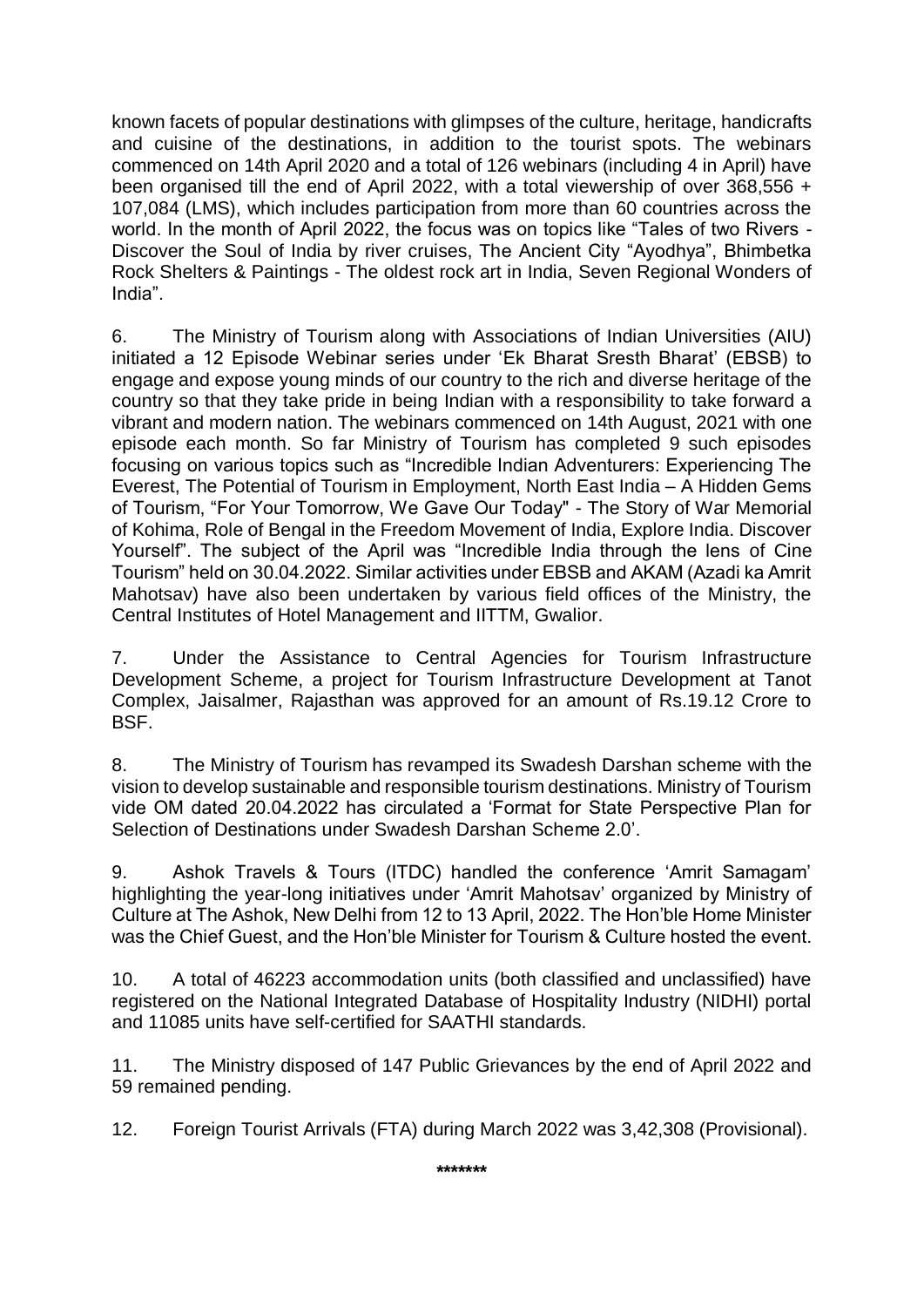known facets of popular destinations with glimpses of the culture, heritage, handicrafts and cuisine of the destinations, in addition to the tourist spots. The webinars commenced on 14th April 2020 and a total of 126 webinars (including 4 in April) have been organised till the end of April 2022, with a total viewership of over 368,556 + 107,084 (LMS), which includes participation from more than 60 countries across the world. In the month of April 2022, the focus was on topics like "Tales of two Rivers - Discover the Soul of India by river cruises, The Ancient City "Ayodhya", Bhimbetka Rock Shelters & Paintings - The oldest rock art in India, Seven Regional Wonders of India".

6. The Ministry of Tourism along with Associations of Indian Universities (AIU) initiated a 12 Episode Webinar series under 'Ek Bharat Sresth Bharat' (EBSB) to engage and expose young minds of our country to the rich and diverse heritage of the country so that they take pride in being Indian with a responsibility to take forward a vibrant and modern nation. The webinars commenced on 14th August, 2021 with one episode each month. So far Ministry of Tourism has completed 9 such episodes focusing on various topics such as "Incredible Indian Adventurers: Experiencing The Everest, The Potential of Tourism in Employment, North East India – A Hidden Gems of Tourism, "For Your Tomorrow, We Gave Our Today" - The Story of War Memorial of Kohima, Role of Bengal in the Freedom Movement of India, Explore India. Discover Yourself". The subject of the April was "Incredible India through the lens of Cine Tourism" held on 30.04.2022. Similar activities under EBSB and AKAM (Azadi ka Amrit Mahotsav) have also been undertaken by various field offices of the Ministry, the Central Institutes of Hotel Management and IITTM, Gwalior.

7. Under the Assistance to Central Agencies for Tourism Infrastructure Development Scheme, a project for Tourism Infrastructure Development at Tanot Complex, Jaisalmer, Rajasthan was approved for an amount of Rs.19.12 Crore to BSF.

8. The Ministry of Tourism has revamped its Swadesh Darshan scheme with the vision to develop sustainable and responsible tourism destinations. Ministry of Tourism vide OM dated 20.04.2022 has circulated a 'Format for State Perspective Plan for Selection of Destinations under Swadesh Darshan Scheme 2.0'.

9. Ashok Travels & Tours (ITDC) handled the conference 'Amrit Samagam' highlighting the year-long initiatives under 'Amrit Mahotsav' organized by Ministry of Culture at The Ashok, New Delhi from 12 to 13 April, 2022. The Hon'ble Home Minister was the Chief Guest, and the Hon'ble Minister for Tourism & Culture hosted the event.

10. A total of 46223 accommodation units (both classified and unclassified) have registered on the National Integrated Database of Hospitality Industry (NIDHI) portal and 11085 units have self-certified for SAATHI standards.

11. The Ministry disposed of 147 Public Grievances by the end of April 2022 and 59 remained pending.

12. Foreign Tourist Arrivals (FTA) during March 2022 was 3,42,308 (Provisional).

*******